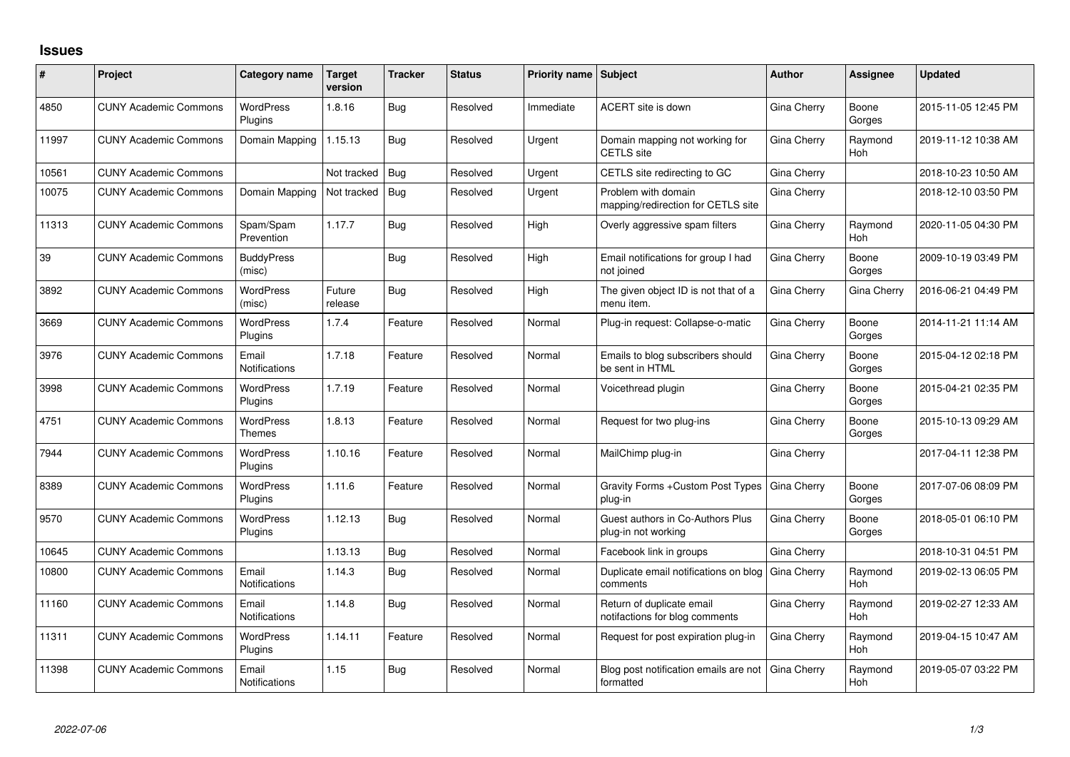# Issues

| # | Project | Category name | Target version | Tracker | Status | Priority name | Subject | Author | Assignee | Updated |
|---|---|---|---|---|---|---|---|---|---|---|
| 4850 | CUNY Academic Commons | WordPress Plugins | 1.8.16 | Bug | Resolved | Immediate | ACERT site is down | Gina Cherry | Boone Gorges | 2015-11-05 12:45 PM |
| 11997 | CUNY Academic Commons | Domain Mapping | 1.15.13 | Bug | Resolved | Urgent | Domain mapping not working for CETLS site | Gina Cherry | Raymond Hoh | 2019-11-12 10:38 AM |
| 10561 | CUNY Academic Commons | | Not tracked | Bug | Resolved | Urgent | CETLS site redirecting to GC | Gina Cherry | | 2018-10-23 10:50 AM |
| 10075 | CUNY Academic Commons | Domain Mapping | Not tracked | Bug | Resolved | Urgent | Problem with domain mapping/redirection for CETLS site | Gina Cherry | | 2018-12-10 03:50 PM |
| 11313 | CUNY Academic Commons | Spam/Spam Prevention | 1.17.7 | Bug | Resolved | High | Overly aggressive spam filters | Gina Cherry | Raymond Hoh | 2020-11-05 04:30 PM |
| 39 | CUNY Academic Commons | BuddyPress (misc) | | Bug | Resolved | High | Email notifications for group I had not joined | Gina Cherry | Boone Gorges | 2009-10-19 03:49 PM |
| 3892 | CUNY Academic Commons | WordPress (misc) | Future release | Bug | Resolved | High | The given object ID is not that of a menu item. | Gina Cherry | Gina Cherry | 2016-06-21 04:49 PM |
| 3669 | CUNY Academic Commons | WordPress Plugins | 1.7.4 | Feature | Resolved | Normal | Plug-in request: Collapse-o-matic | Gina Cherry | Boone Gorges | 2014-11-21 11:14 AM |
| 3976 | CUNY Academic Commons | Email Notifications | 1.7.18 | Feature | Resolved | Normal | Emails to blog subscribers should be sent in HTML | Gina Cherry | Boone Gorges | 2015-04-12 02:18 PM |
| 3998 | CUNY Academic Commons | WordPress Plugins | 1.7.19 | Feature | Resolved | Normal | Voicethread plugin | Gina Cherry | Boone Gorges | 2015-04-21 02:35 PM |
| 4751 | CUNY Academic Commons | WordPress Themes | 1.8.13 | Feature | Resolved | Normal | Request for two plug-ins | Gina Cherry | Boone Gorges | 2015-10-13 09:29 AM |
| 7944 | CUNY Academic Commons | WordPress Plugins | 1.10.16 | Feature | Resolved | Normal | MailChimp plug-in | Gina Cherry | | 2017-04-11 12:38 PM |
| 8389 | CUNY Academic Commons | WordPress Plugins | 1.11.6 | Feature | Resolved | Normal | Gravity Forms +Custom Post Types plug-in | Gina Cherry | Boone Gorges | 2017-07-06 08:09 PM |
| 9570 | CUNY Academic Commons | WordPress Plugins | 1.12.13 | Bug | Resolved | Normal | Guest authors in Co-Authors Plus plug-in not working | Gina Cherry | Boone Gorges | 2018-05-01 06:10 PM |
| 10645 | CUNY Academic Commons | | 1.13.13 | Bug | Resolved | Normal | Facebook link in groups | Gina Cherry | | 2018-10-31 04:51 PM |
| 10800 | CUNY Academic Commons | Email Notifications | 1.14.3 | Bug | Resolved | Normal | Duplicate email notifications on blog comments | Gina Cherry | Raymond Hoh | 2019-02-13 06:05 PM |
| 11160 | CUNY Academic Commons | Email Notifications | 1.14.8 | Bug | Resolved | Normal | Return of duplicate email notifactions for blog comments | Gina Cherry | Raymond Hoh | 2019-02-27 12:33 AM |
| 11311 | CUNY Academic Commons | WordPress Plugins | 1.14.11 | Feature | Resolved | Normal | Request for post expiration plug-in | Gina Cherry | Raymond Hoh | 2019-04-15 10:47 AM |
| 11398 | CUNY Academic Commons | Email Notifications | 1.15 | Bug | Resolved | Normal | Blog post notification emails are not formatted | Gina Cherry | Raymond Hoh | 2019-05-07 03:22 PM |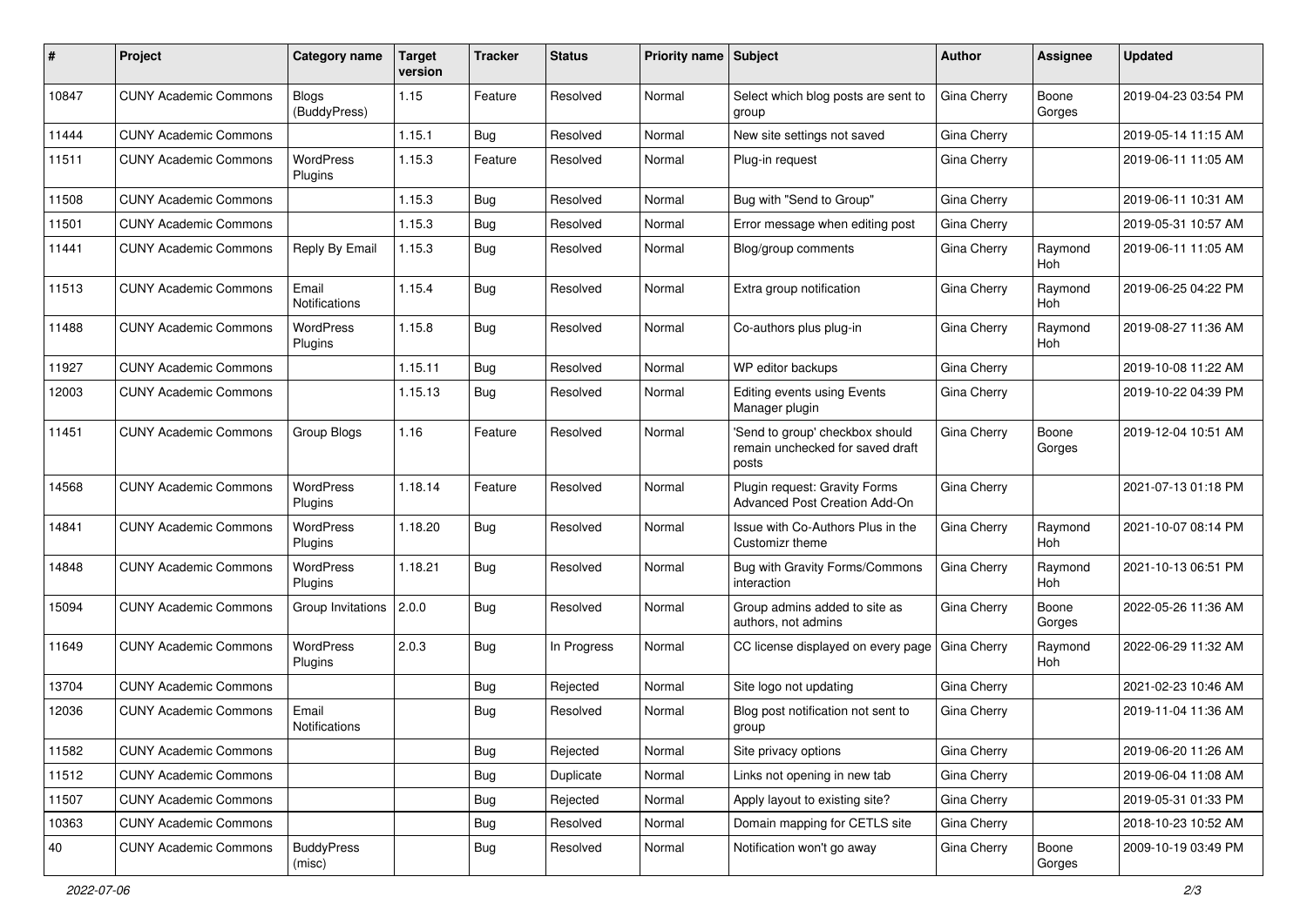| # | Project | Category name | Target version | Tracker | Status | Priority name | Subject | Author | Assignee | Updated |
|---|---|---|---|---|---|---|---|---|---|---|
| 10847 | CUNY Academic Commons | Blogs (BuddyPress) | 1.15 | Feature | Resolved | Normal | Select which blog posts are sent to group | Gina Cherry | Boone Gorges | 2019-04-23 03:54 PM |
| 11444 | CUNY Academic Commons | | 1.15.1 | Bug | Resolved | Normal | New site settings not saved | Gina Cherry | | 2019-05-14 11:15 AM |
| 11511 | CUNY Academic Commons | WordPress Plugins | 1.15.3 | Feature | Resolved | Normal | Plug-in request | Gina Cherry | | 2019-06-11 11:05 AM |
| 11508 | CUNY Academic Commons | | 1.15.3 | Bug | Resolved | Normal | Bug with "Send to Group" | Gina Cherry | | 2019-06-11 10:31 AM |
| 11501 | CUNY Academic Commons | | 1.15.3 | Bug | Resolved | Normal | Error message when editing post | Gina Cherry | | 2019-05-31 10:57 AM |
| 11441 | CUNY Academic Commons | Reply By Email | 1.15.3 | Bug | Resolved | Normal | Blog/group comments | Gina Cherry | Raymond Hoh | 2019-06-11 11:05 AM |
| 11513 | CUNY Academic Commons | Email Notifications | 1.15.4 | Bug | Resolved | Normal | Extra group notification | Gina Cherry | Raymond Hoh | 2019-06-25 04:22 PM |
| 11488 | CUNY Academic Commons | WordPress Plugins | 1.15.8 | Bug | Resolved | Normal | Co-authors plus plug-in | Gina Cherry | Raymond Hoh | 2019-08-27 11:36 AM |
| 11927 | CUNY Academic Commons | | 1.15.11 | Bug | Resolved | Normal | WP editor backups | Gina Cherry | | 2019-10-08 11:22 AM |
| 12003 | CUNY Academic Commons | | 1.15.13 | Bug | Resolved | Normal | Editing events using Events Manager plugin | Gina Cherry | | 2019-10-22 04:39 PM |
| 11451 | CUNY Academic Commons | Group Blogs | 1.16 | Feature | Resolved | Normal | 'Send to group' checkbox should remain unchecked for saved draft posts | Gina Cherry | Boone Gorges | 2019-12-04 10:51 AM |
| 14568 | CUNY Academic Commons | WordPress Plugins | 1.18.14 | Feature | Resolved | Normal | Plugin request: Gravity Forms Advanced Post Creation Add-On | Gina Cherry | | 2021-07-13 01:18 PM |
| 14841 | CUNY Academic Commons | WordPress Plugins | 1.18.20 | Bug | Resolved | Normal | Issue with Co-Authors Plus in the Customizr theme | Gina Cherry | Raymond Hoh | 2021-10-07 08:14 PM |
| 14848 | CUNY Academic Commons | WordPress Plugins | 1.18.21 | Bug | Resolved | Normal | Bug with Gravity Forms/Commons interaction | Gina Cherry | Raymond Hoh | 2021-10-13 06:51 PM |
| 15094 | CUNY Academic Commons | Group Invitations | 2.0.0 | Bug | Resolved | Normal | Group admins added to site as authors, not admins | Gina Cherry | Boone Gorges | 2022-05-26 11:36 AM |
| 11649 | CUNY Academic Commons | WordPress Plugins | 2.0.3 | Bug | In Progress | Normal | CC license displayed on every page | Gina Cherry | Raymond Hoh | 2022-06-29 11:32 AM |
| 13704 | CUNY Academic Commons | | | Bug | Rejected | Normal | Site logo not updating | Gina Cherry | | 2021-02-23 10:46 AM |
| 12036 | CUNY Academic Commons | Email Notifications | | Bug | Resolved | Normal | Blog post notification not sent to group | Gina Cherry | | 2019-11-04 11:36 AM |
| 11582 | CUNY Academic Commons | | | Bug | Rejected | Normal | Site privacy options | Gina Cherry | | 2019-06-20 11:26 AM |
| 11512 | CUNY Academic Commons | | | Bug | Duplicate | Normal | Links not opening in new tab | Gina Cherry | | 2019-06-04 11:08 AM |
| 11507 | CUNY Academic Commons | | | Bug | Rejected | Normal | Apply layout to existing site? | Gina Cherry | | 2019-05-31 01:33 PM |
| 10363 | CUNY Academic Commons | | | Bug | Resolved | Normal | Domain mapping for CETLS site | Gina Cherry | | 2018-10-23 10:52 AM |
| 40 | CUNY Academic Commons | BuddyPress (misc) | | Bug | Resolved | Normal | Notification won't go away | Gina Cherry | Boone Gorges | 2009-10-19 03:49 PM |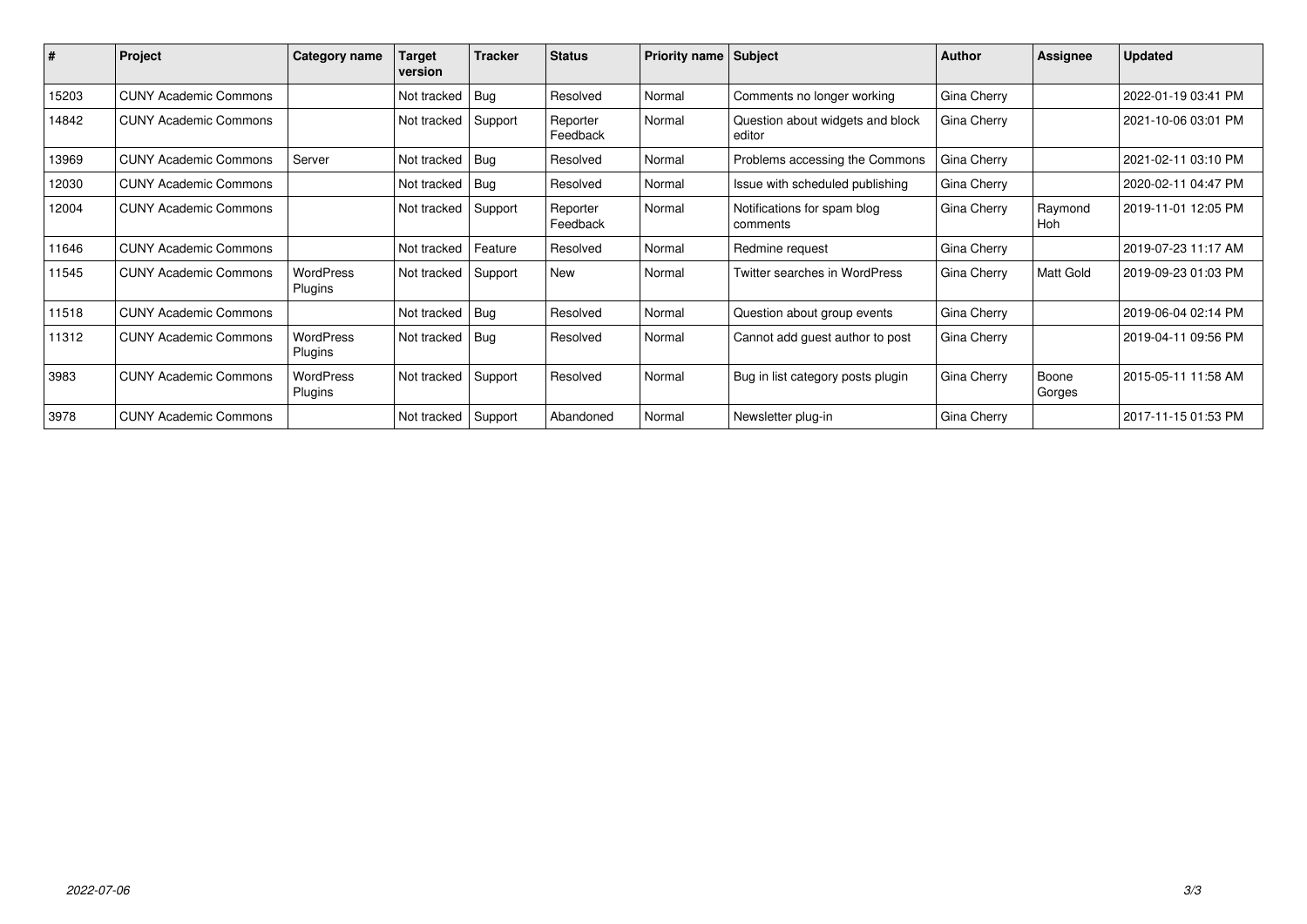| # | Project | Category name | Target version | Tracker | Status | Priority name | Subject | Author | Assignee | Updated |
|---|---|---|---|---|---|---|---|---|---|---|
| 15203 | CUNY Academic Commons | | Not tracked | Bug | Resolved | Normal | Comments no longer working | Gina Cherry | | 2022-01-19 03:41 PM |
| 14842 | CUNY Academic Commons | | Not tracked | Support | Reporter Feedback | Normal | Question about widgets and block editor | Gina Cherry | | 2021-10-06 03:01 PM |
| 13969 | CUNY Academic Commons | Server | Not tracked | Bug | Resolved | Normal | Problems accessing the Commons | Gina Cherry | | 2021-02-11 03:10 PM |
| 12030 | CUNY Academic Commons | | Not tracked | Bug | Resolved | Normal | Issue with scheduled publishing | Gina Cherry | | 2020-02-11 04:47 PM |
| 12004 | CUNY Academic Commons | | Not tracked | Support | Reporter Feedback | Normal | Notifications for spam blog comments | Gina Cherry | Raymond Hoh | 2019-11-01 12:05 PM |
| 11646 | CUNY Academic Commons | | Not tracked | Feature | Resolved | Normal | Redmine request | Gina Cherry | | 2019-07-23 11:17 AM |
| 11545 | CUNY Academic Commons | WordPress Plugins | Not tracked | Support | New | Normal | Twitter searches in WordPress | Gina Cherry | Matt Gold | 2019-09-23 01:03 PM |
| 11518 | CUNY Academic Commons | | Not tracked | Bug | Resolved | Normal | Question about group events | Gina Cherry | | 2019-06-04 02:14 PM |
| 11312 | CUNY Academic Commons | WordPress Plugins | Not tracked | Bug | Resolved | Normal | Cannot add guest author to post | Gina Cherry | | 2019-04-11 09:56 PM |
| 3983 | CUNY Academic Commons | WordPress Plugins | Not tracked | Support | Resolved | Normal | Bug in list category posts plugin | Gina Cherry | Boone Gorges | 2015-05-11 11:58 AM |
| 3978 | CUNY Academic Commons | | Not tracked | Support | Abandoned | Normal | Newsletter plug-in | Gina Cherry | | 2017-11-15 01:53 PM |